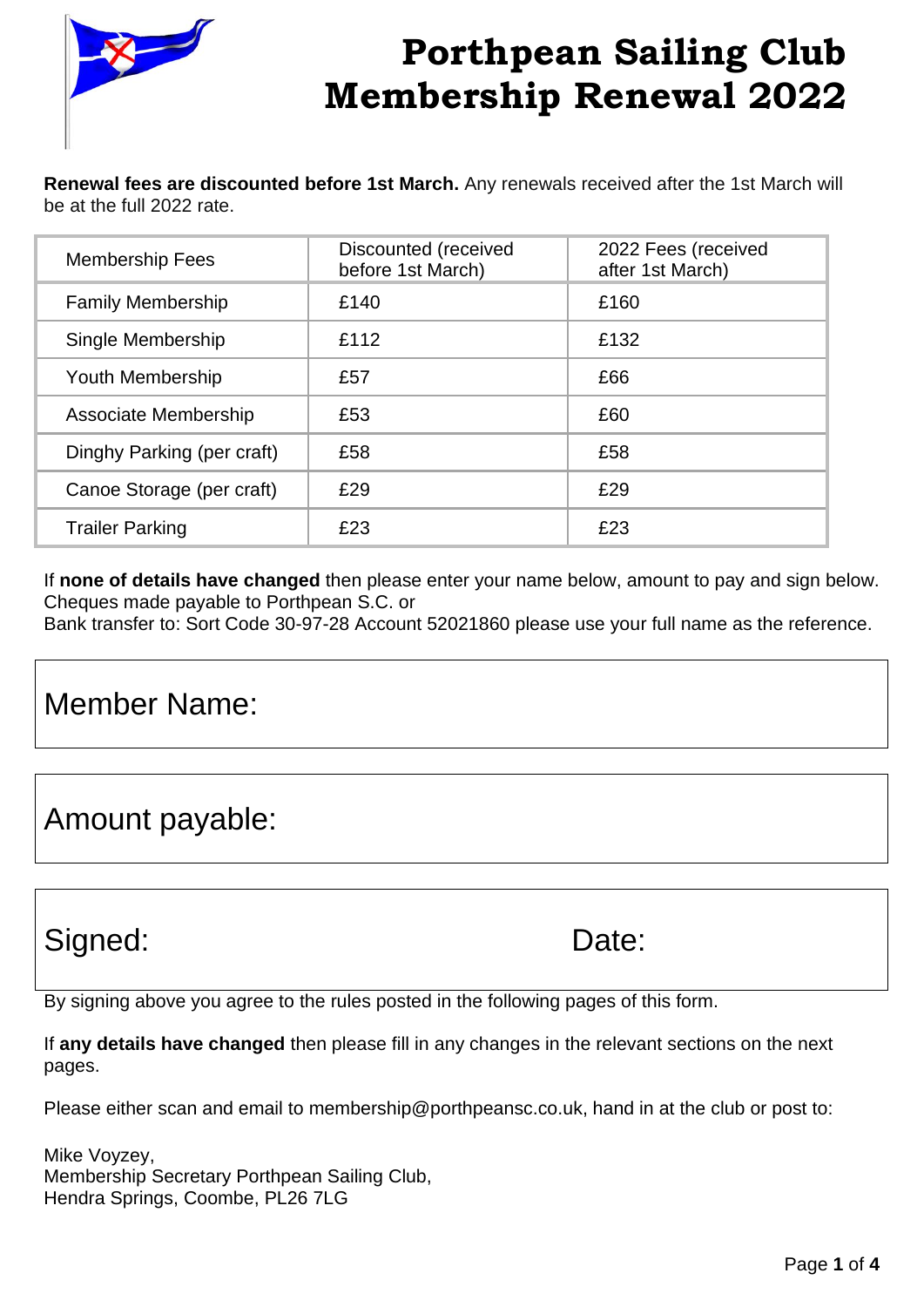# Porthpean Sailing Club Membership Renewal 2022

**Renewal fees are discounted before 1st March.** Any renewals received after the 1st March will be at the full 2022 rate.

| Membership Fees | Discounted (received before 1st March) | 2022 Fees (received after 1st March) |
|---|---|---|
| Family Membership | £140 | £160 |
| Single Membership | £112 | £132 |
| Youth Membership | £57 | £66 |
| Associate Membership | £53 | £60 |
| Dinghy Parking (per craft) | £58 | £58 |
| Canoe Storage (per craft) | £29 | £29 |
| Trailer Parking | £23 | £23 |

If **none of details have changed** then please enter your name below, amount to pay and sign below.
Cheques made payable to Porthpean S.C. or
Bank transfer to: Sort Code 30-97-28 Account 52021860 please use your full name as the reference.

Member Name:

Amount payable:

Signed: Date:

By signing above you agree to the rules posted in the following pages of this form.

If **any details have changed** then please fill in any changes in the relevant sections on the next pages.

Please either scan and email to membership@porthpeansc.co.uk, hand in at the club or post to:

Mike Voyzey,
Membership Secretary Porthpean Sailing Club,
Hendra Springs, Coombe, PL26 7LG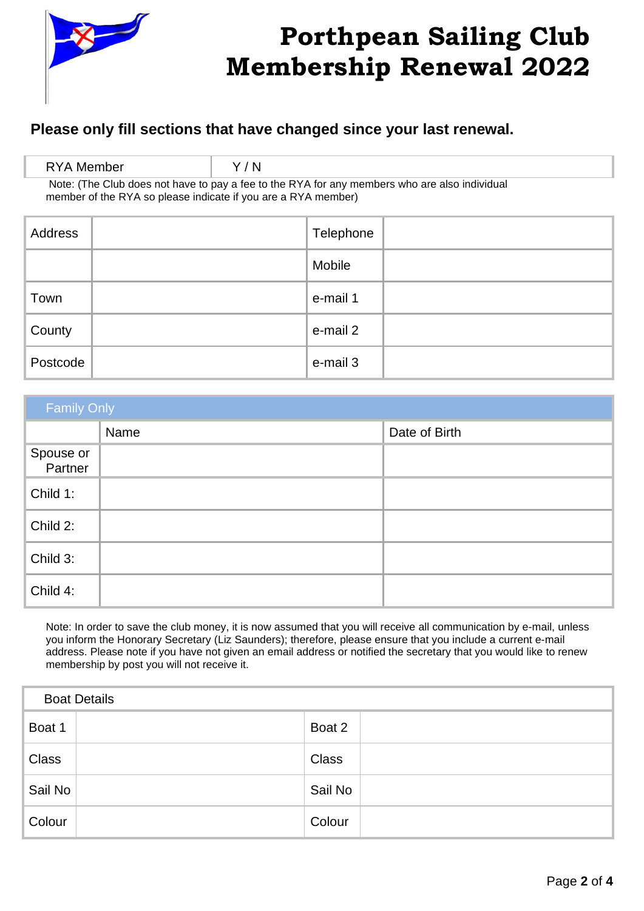# Porthpean Sailing Club Membership Renewal 2022

**Please only fill sections that have changed since your last renewal.**

| RYA Member | Y / N |
|---|---|

Note: (The Club does not have to pay a fee to the RYA for any members who are also individual member of the RYA so please indicate if you are a RYA member)

| Address | | Telephone | |
|---|---|---|---|
| | | Mobile | |
| Town | | e-mail 1 | |
| County | | e-mail 2 | |
| Postcode | | e-mail 3 | |

| Family Only | | |
|---|---|---|
| | Name | Date of Birth |
| Spouse or Partner | | |
| Child 1: | | |
| Child 2: | | |
| Child 3: | | |
| Child 4: | | |

Note: In order to save the club money, it is now assumed that you will receive all communication by e-mail, unless you inform the Honorary Secretary (Liz Saunders); therefore, please ensure that you include a current e-mail address. Please note if you have not given an email address or notified the secretary that you would like to renew membership by post you will not receive it.

| Boat Details | | | |
|---|---|---|---|
| Boat 1 | | Boat 2 | |
| Class | | Class | |
| Sail No | | Sail No | |
| Colour | | Colour | |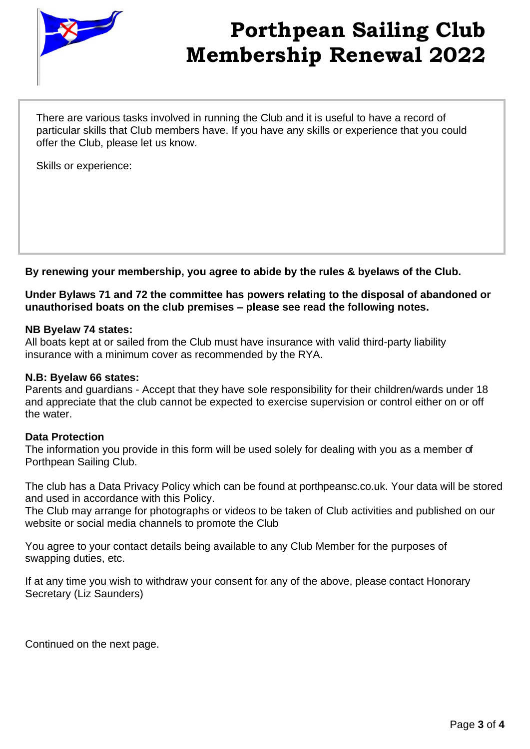# Porthpean Sailing Club Membership Renewal 2022

There are various tasks involved in running the Club and it is useful to have a record of particular skills that Club members have. If you have any skills or experience that you could offer the Club, please let us know.

Skills or experience:

**By renewing your membership, you agree to abide by the rules & byelaws of the Club.**

**Under Bylaws 71 and 72 the committee has powers relating to the disposal of abandoned or unauthorised boats on the club premises – please see read the following notes.**

**NB Byelaw 74 states:**
All boats kept at or sailed from the Club must have insurance with valid third-party liability insurance with a minimum cover as recommended by the RYA.

**N.B: Byelaw 66 states:**
Parents and guardians - Accept that they have sole responsibility for their children/wards under 18 and appreciate that the club cannot be expected to exercise supervision or control either on or off the water.

**Data Protection**
The information you provide in this form will be used solely for dealing with you as a member of Porthpean Sailing Club.

The club has a Data Privacy Policy which can be found at porthpeansc.co.uk. Your data will be stored and used in accordance with this Policy.
The Club may arrange for photographs or videos to be taken of Club activities and published on our website or social media channels to promote the Club

You agree to your contact details being available to any Club Member for the purposes of swapping duties, etc.

If at any time you wish to withdraw your consent for any of the above, please contact Honorary Secretary (Liz Saunders)

Continued on the next page.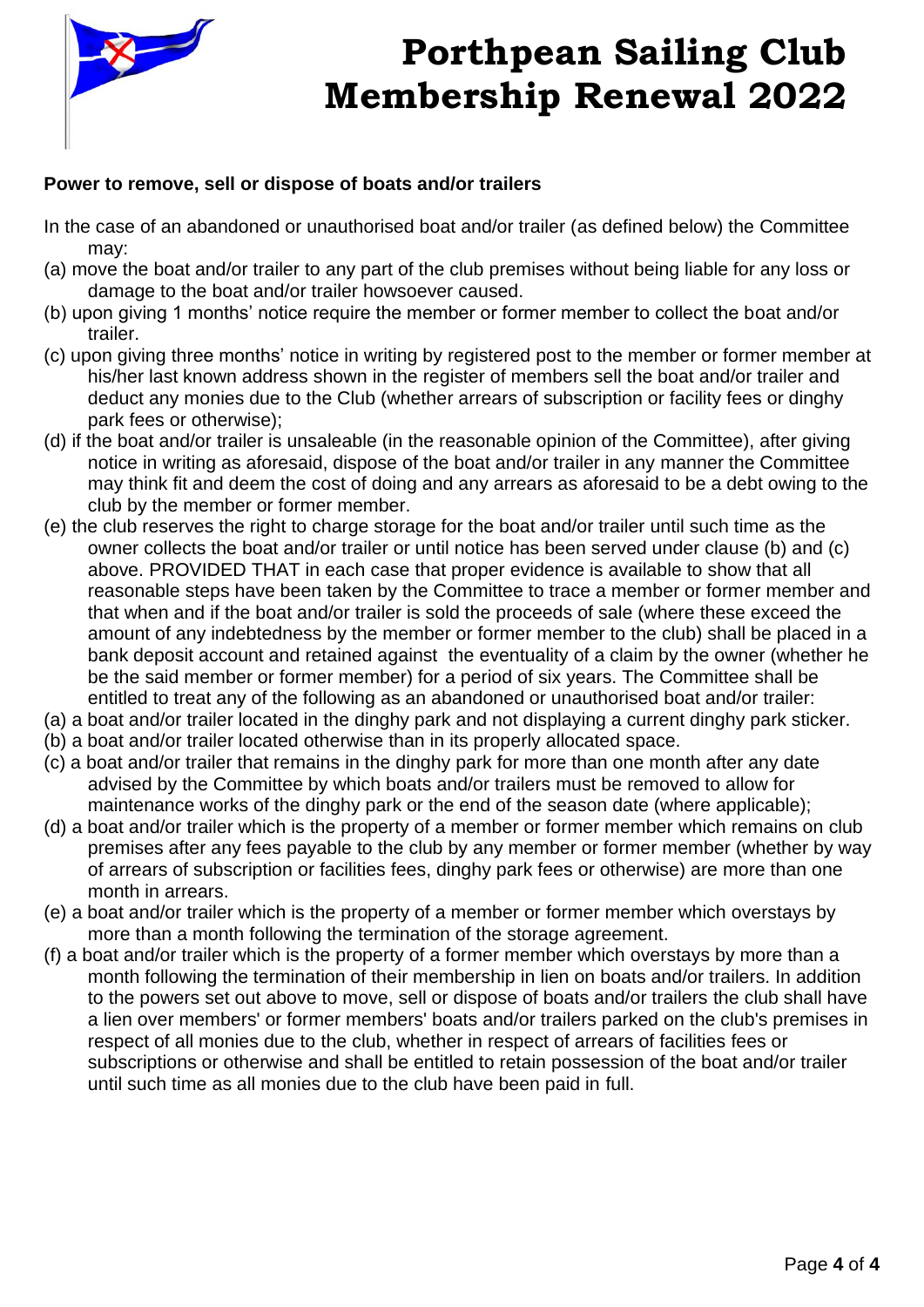# Porthpean Sailing Club Membership Renewal 2022

**Power to remove, sell or dispose of boats and/or trailers**

In the case of an abandoned or unauthorised boat and/or trailer (as defined below) the Committee may:

(a) move the boat and/or trailer to any part of the club premises without being liable for any loss or damage to the boat and/or trailer howsoever caused.

(b) upon giving 1 months' notice require the member or former member to collect the boat and/or trailer.

(c) upon giving three months' notice in writing by registered post to the member or former member at his/her last known address shown in the register of members sell the boat and/or trailer and deduct any monies due to the Club (whether arrears of subscription or facility fees or dinghy park fees or otherwise);

(d) if the boat and/or trailer is unsaleable (in the reasonable opinion of the Committee), after giving notice in writing as aforesaid, dispose of the boat and/or trailer in any manner the Committee may think fit and deem the cost of doing and any arrears as aforesaid to be a debt owing to the club by the member or former member.

(e) the club reserves the right to charge storage for the boat and/or trailer until such time as the owner collects the boat and/or trailer or until notice has been served under clause (b) and (c) above. PROVIDED THAT in each case that proper evidence is available to show that all reasonable steps have been taken by the Committee to trace a member or former member and that when and if the boat and/or trailer is sold the proceeds of sale (where these exceed the amount of any indebtedness by the member or former member to the club) shall be placed in a bank deposit account and retained against the eventuality of a claim by the owner (whether he be the said member or former member) for a period of six years. The Committee shall be entitled to treat any of the following as an abandoned or unauthorised boat and/or trailer:

(a) a boat and/or trailer located in the dinghy park and not displaying a current dinghy park sticker.

(b) a boat and/or trailer located otherwise than in its properly allocated space.

(c) a boat and/or trailer that remains in the dinghy park for more than one month after any date advised by the Committee by which boats and/or trailers must be removed to allow for maintenance works of the dinghy park or the end of the season date (where applicable);

(d) a boat and/or trailer which is the property of a member or former member which remains on club premises after any fees payable to the club by any member or former member (whether by way of arrears of subscription or facilities fees, dinghy park fees or otherwise) are more than one month in arrears.

(e) a boat and/or trailer which is the property of a member or former member which overstays by more than a month following the termination of the storage agreement.

(f) a boat and/or trailer which is the property of a former member which overstays by more than a month following the termination of their membership in lien on boats and/or trailers. In addition to the powers set out above to move, sell or dispose of boats and/or trailers the club shall have a lien over members' or former members' boats and/or trailers parked on the club's premises in respect of all monies due to the club, whether in respect of arrears of facilities fees or subscriptions or otherwise and shall be entitled to retain possession of the boat and/or trailer until such time as all monies due to the club have been paid in full.